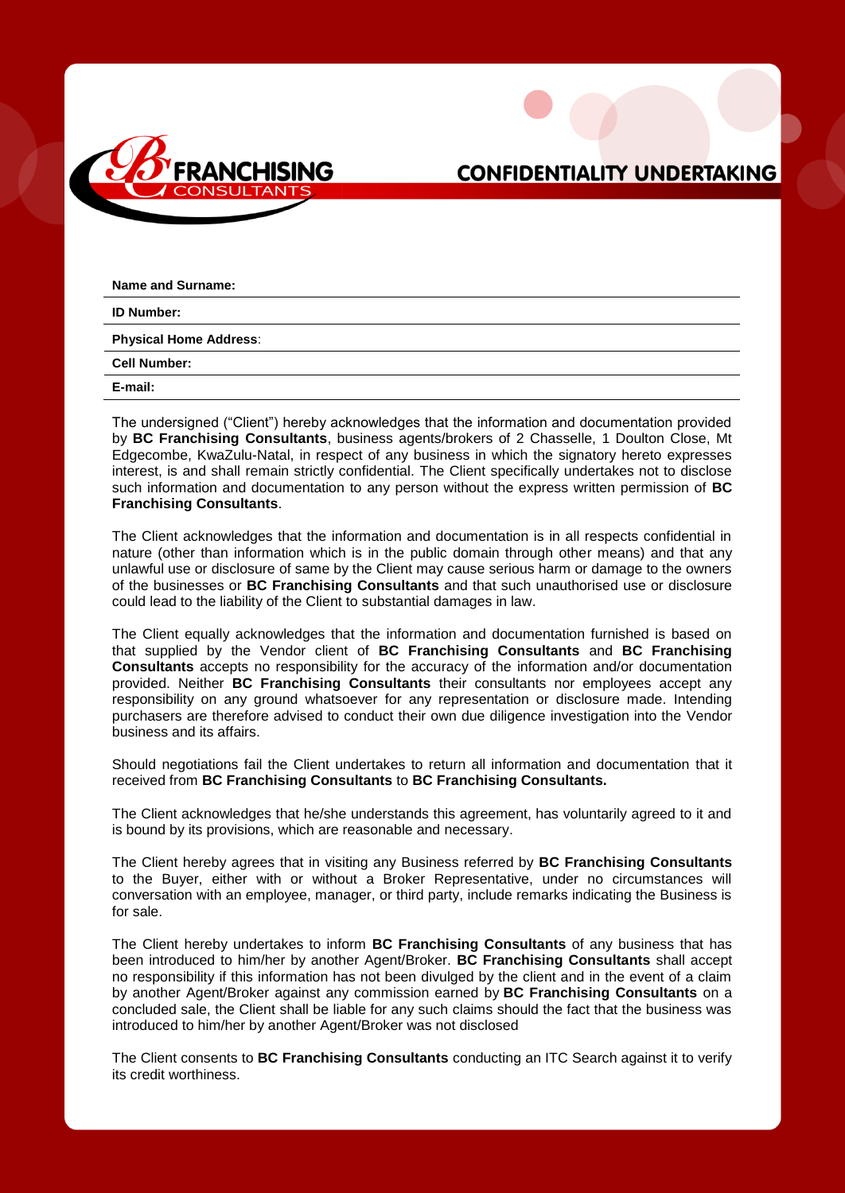BC FRANCHISING CONSULTANTS

# CONFIDENTIALITY UNDERTAKING

**Name and Surname:**

**ID Number:**

**Physical Home Address**:

**Cell Number:**

**E-mail:**

The undersigned ("Client") hereby acknowledges that the information and documentation provided by **BC Franchising Consultants**, business agents/brokers of 2 Chasselle, 1 Doulton Close, Mt Edgecombe, KwaZulu-Natal, in respect of any business in which the signatory hereto expresses interest, is and shall remain strictly confidential. The Client specifically undertakes not to disclose such information and documentation to any person without the express written permission of **BC Franchising Consultants**.

The Client acknowledges that the information and documentation is in all respects confidential in nature (other than information which is in the public domain through other means) and that any unlawful use or disclosure of same by the Client may cause serious harm or damage to the owners of the businesses or **BC Franchising Consultants** and that such unauthorised use or disclosure could lead to the liability of the Client to substantial damages in law.

The Client equally acknowledges that the information and documentation furnished is based on that supplied by the Vendor client of **BC Franchising Consultants** and **BC Franchising Consultants** accepts no responsibility for the accuracy of the information and/or documentation provided. Neither **BC Franchising Consultants** their consultants nor employees accept any responsibility on any ground whatsoever for any representation or disclosure made. Intending purchasers are therefore advised to conduct their own due diligence investigation into the Vendor business and its affairs.

Should negotiations fail the Client undertakes to return all information and documentation that it received from **BC Franchising Consultants** to **BC Franchising Consultants.**

The Client acknowledges that he/she understands this agreement, has voluntarily agreed to it and is bound by its provisions, which are reasonable and necessary.

The Client hereby agrees that in visiting any Business referred by **BC Franchising Consultants** to the Buyer, either with or without a Broker Representative, under no circumstances will conversation with an employee, manager, or third party, include remarks indicating the Business is for sale.

The Client hereby undertakes to inform **BC Franchising Consultants** of any business that has been introduced to him/her by another Agent/Broker. **BC Franchising Consultants** shall accept no responsibility if this information has not been divulged by the client and in the event of a claim by another Agent/Broker against any commission earned by **BC Franchising Consultants** on a concluded sale, the Client shall be liable for any such claims should the fact that the business was introduced to him/her by another Agent/Broker was not disclosed

The Client consents to **BC Franchising Consultants** conducting an ITC Search against it to verify its credit worthiness.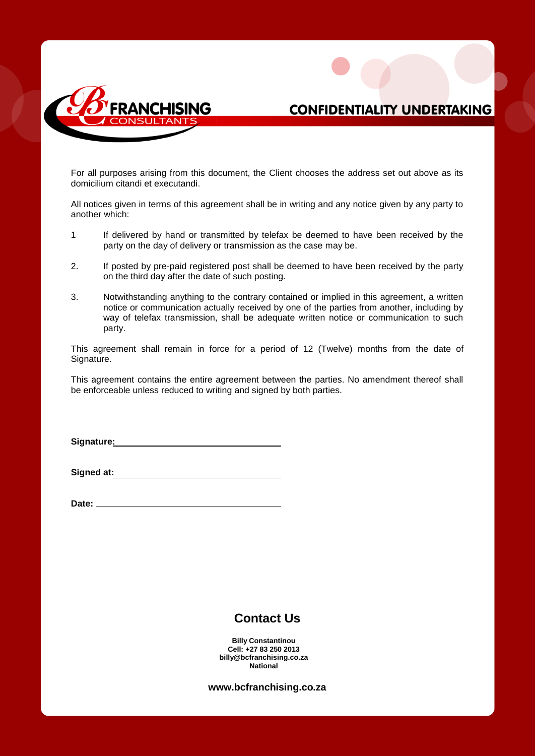# CONFIDENTIALITY UNDERTAKING

For all purposes arising from this document, the Client chooses the address set out above as its domicilium citandi et executandi.

All notices given in terms of this agreement shall be in writing and any notice given by any party to another which:

1 If delivered by hand or transmitted by telefax be deemed to have been received by the party on the day of delivery or transmission as the case may be.

2. If posted by pre-paid registered post shall be deemed to have been received by the party on the third day after the date of such posting.

3. Notwithstanding anything to the contrary contained or implied in this agreement, a written notice or communication actually received by one of the parties from another, including by way of telefax transmission, shall be adequate written notice or communication to such party.

This agreement shall remain in force for a period of 12 (Twelve) months from the date of Signature.

This agreement contains the entire agreement between the parties. No amendment thereof shall be enforceable unless reduced to writing and signed by both parties.

**Signature:** ______________________________

**Signed at:** ______________________________

**Date:** ______________________________

## Contact Us

**Billy Constantinou**
**Cell: +27 83 250 2013**
**billy@bcfranchising.co.za**
**National**

**www.bcfranchising.co.za**